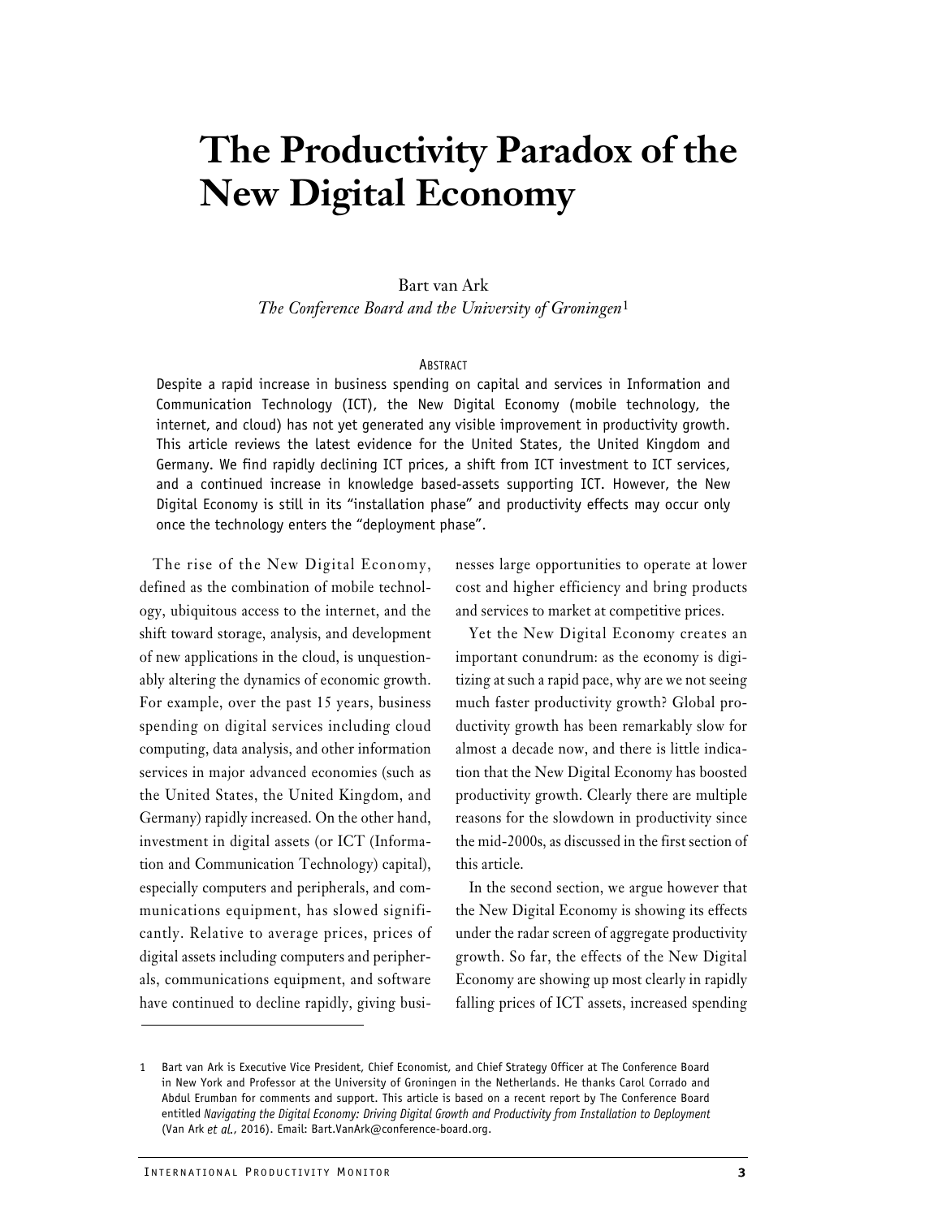# The Productivity Paradox of the New Digital Economy

Bart van Ark

*The Conference Board and the University of Groningen*[1]

ABSTRACT

Despite a rapid increase in business spending on capital and services in Information and Communication Technology (ICT), the New Digital Economy (mobile technology, the internet, and cloud) has not yet generated any visible improvement in productivity growth. This article reviews the latest evidence for the United States, the United Kingdom and Germany. We find rapidly declining ICT prices, a shift from ICT investment to ICT services, and a continued increase in knowledge based-assets supporting ICT. However, the New Digital Economy is still in its "installation phase" and productivity effects may occur only once the technology enters the "deployment phase".

The rise of the New Digital Economy, defined as the combination of mobile technology, ubiquitous access to the internet, and the shift toward storage, analysis, and development of new applications in the cloud, is unquestionably altering the dynamics of economic growth. For example, over the past 15 years, business spending on digital services including cloud computing, data analysis, and other information services in major advanced economies (such as the United States, the United Kingdom, and Germany) rapidly increased. On the other hand, investment in digital assets (or ICT (Information and Communication Technology) capital), especially computers and peripherals, and communications equipment, has slowed significantly. Relative to average prices, prices of digital assets including computers and peripherals, communications equipment, and software have continued to decline rapidly, giving businesses large opportunities to operate at lower cost and higher efficiency and bring products and services to market at competitive prices.

Yet the New Digital Economy creates an important conundrum: as the economy is digitizing at such a rapid pace, why are we not seeing much faster productivity growth? Global productivity growth has been remarkably slow for almost a decade now, and there is little indication that the New Digital Economy has boosted productivity growth. Clearly there are multiple reasons for the slowdown in productivity since the mid-2000s, as discussed in the first section of this article.

In the second section, we argue however that the New Digital Economy is showing its effects under the radar screen of aggregate productivity growth. So far, the effects of the New Digital Economy are showing up most clearly in rapidly falling prices of ICT assets, increased spending

---

1 Bart van Ark is Executive Vice President, Chief Economist, and Chief Strategy Officer at The Conference Board in New York and Professor at the University of Groningen in the Netherlands. He thanks Carol Corrado and Abdul Erumban for comments and support. This article is based on a recent report by The Conference Board entitled *Navigating the Digital Economy: Driving Digital Growth and Productivity from Installation to Deployment* (Van Ark *et al.*, 2016). Email: Bart.VanArk@conference-board.org.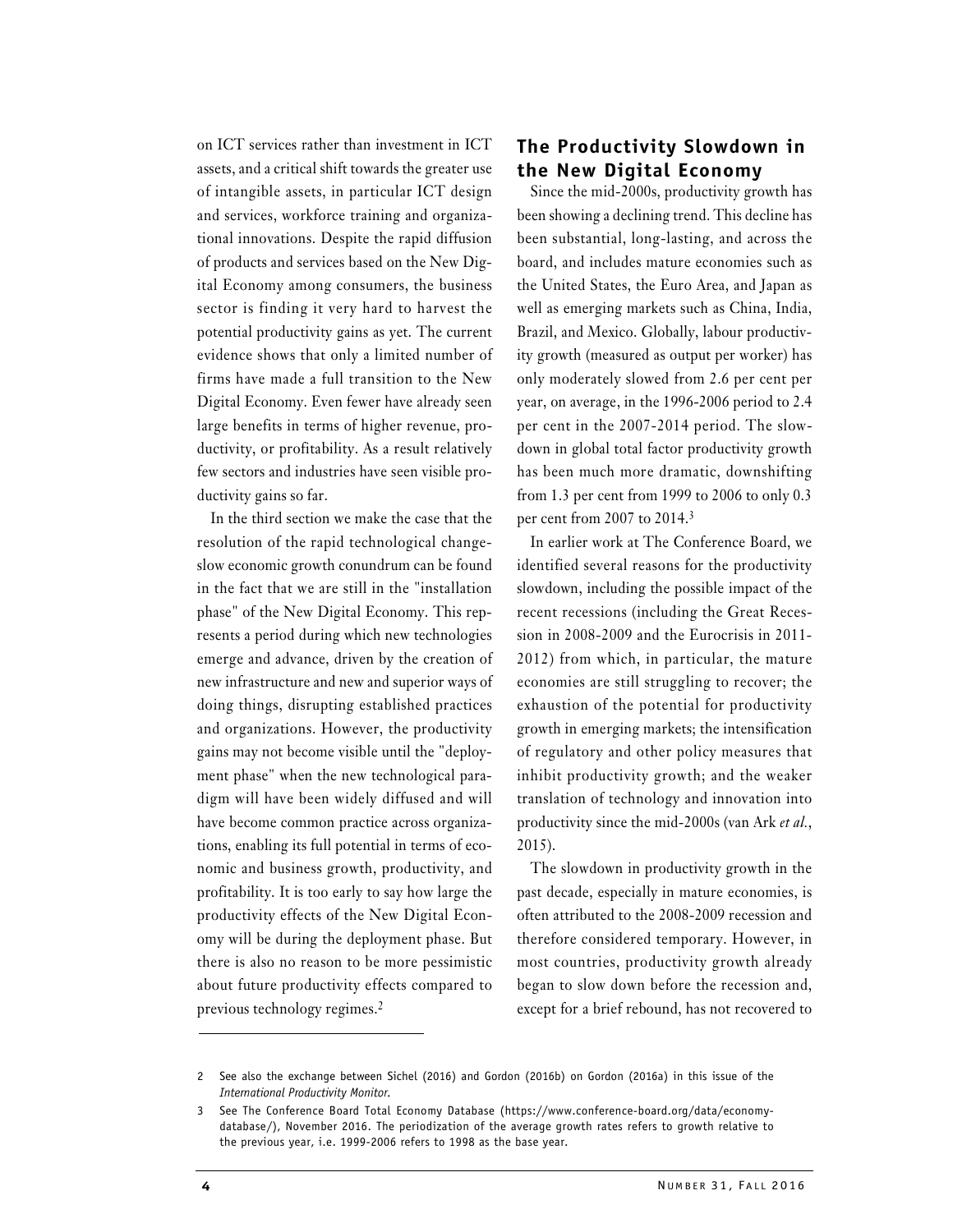on ICT services rather than investment in ICT assets, and a critical shift towards the greater use of intangible assets, in particular ICT design and services, workforce training and organizational innovations. Despite the rapid diffusion of products and services based on the New Digital Economy among consumers, the business sector is finding it very hard to harvest the potential productivity gains as yet. The current evidence shows that only a limited number of firms have made a full transition to the New Digital Economy. Even fewer have already seen large benefits in terms of higher revenue, productivity, or profitability. As a result relatively few sectors and industries have seen visible productivity gains so far.

In the third section we make the case that the resolution of the rapid technological change-slow economic growth conundrum can be found in the fact that we are still in the "installation phase" of the New Digital Economy. This represents a period during which new technologies emerge and advance, driven by the creation of new infrastructure and new and superior ways of doing things, disrupting established practices and organizations. However, the productivity gains may not become visible until the "deployment phase" when the new technological paradigm will have been widely diffused and will have become common practice across organizations, enabling its full potential in terms of economic and business growth, productivity, and profitability. It is too early to say how large the productivity effects of the New Digital Economy will be during the deployment phase. But there is also no reason to be more pessimistic about future productivity effects compared to previous technology regimes.[2]

## The Productivity Slowdown in the New Digital Economy

Since the mid-2000s, productivity growth has been showing a declining trend. This decline has been substantial, long-lasting, and across the board, and includes mature economies such as the United States, the Euro Area, and Japan as well as emerging markets such as China, India, Brazil, and Mexico. Globally, labour productivity growth (measured as output per worker) has only moderately slowed from 2.6 per cent per year, on average, in the 1996-2006 period to 2.4 per cent in the 2007-2014 period. The slowdown in global total factor productivity growth has been much more dramatic, downshifting from 1.3 per cent from 1999 to 2006 to only 0.3 per cent from 2007 to 2014.[3]

In earlier work at The Conference Board, we identified several reasons for the productivity slowdown, including the possible impact of the recent recessions (including the Great Recession in 2008-2009 and the Eurocrisis in 2011-2012) from which, in particular, the mature economies are still struggling to recover; the exhaustion of the potential for productivity growth in emerging markets; the intensification of regulatory and other policy measures that inhibit productivity growth; and the weaker translation of technology and innovation into productivity since the mid-2000s (van Ark *et al.*, 2015).

The slowdown in productivity growth in the past decade, especially in mature economies, is often attributed to the 2008-2009 recession and therefore considered temporary. However, in most countries, productivity growth already began to slow down before the recession and, except for a brief rebound, has not recovered to

---

2 See also the exchange between Sichel (2016) and Gordon (2016b) on Gordon (2016a) in this issue of the *International Productivity Monitor*.

3 See The Conference Board Total Economy Database (https://www.conference-board.org/data/economy-database/), November 2016. The periodization of the average growth rates refers to growth relative to the previous year, i.e. 1999-2006 refers to 1998 as the base year.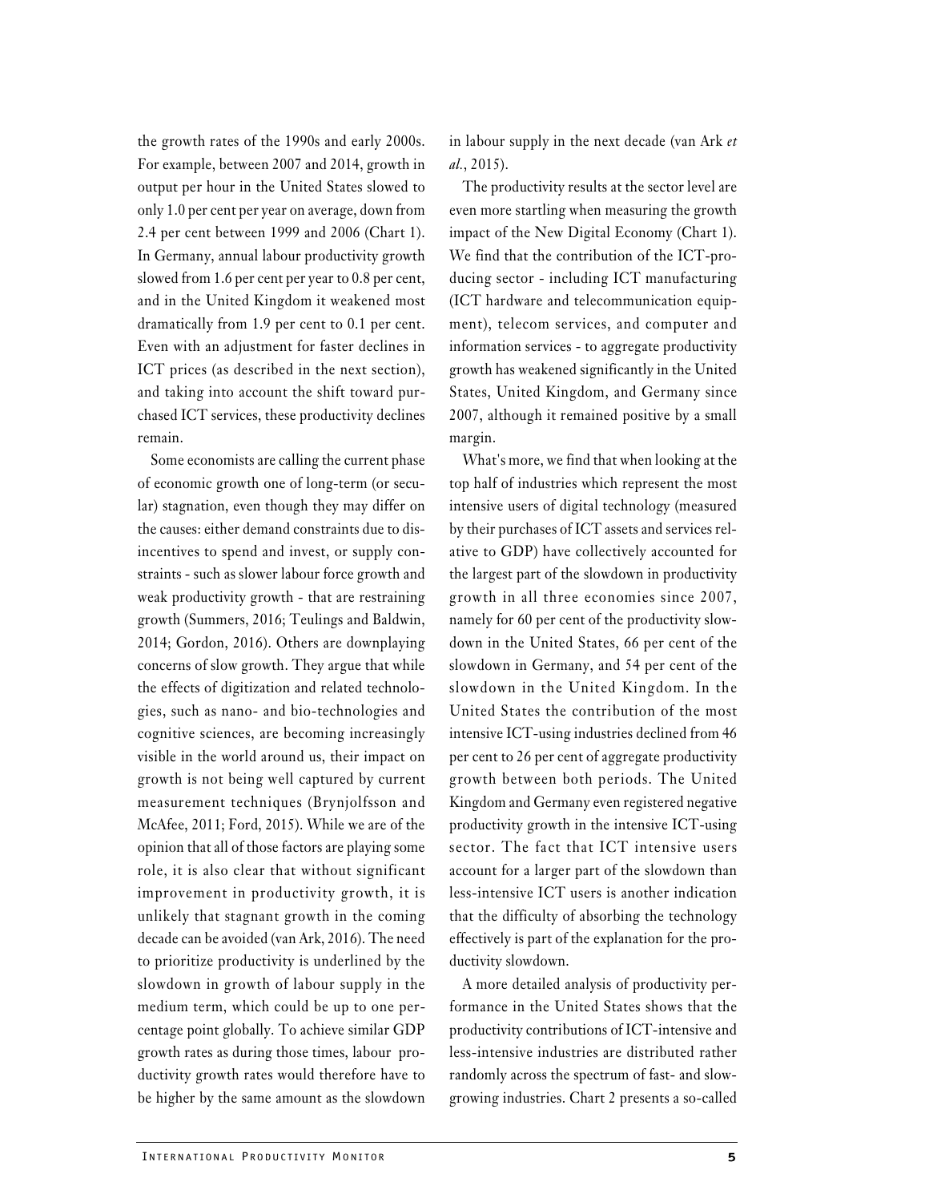the growth rates of the 1990s and early 2000s. For example, between 2007 and 2014, growth in output per hour in the United States slowed to only 1.0 per cent per year on average, down from 2.4 per cent between 1999 and 2006 (Chart 1). In Germany, annual labour productivity growth slowed from 1.6 per cent per year to 0.8 per cent, and in the United Kingdom it weakened most dramatically from 1.9 per cent to 0.1 per cent. Even with an adjustment for faster declines in ICT prices (as described in the next section), and taking into account the shift toward purchased ICT services, these productivity declines remain.

Some economists are calling the current phase of economic growth one of long-term (or secular) stagnation, even though they may differ on the causes: either demand constraints due to disincentives to spend and invest, or supply constraints - such as slower labour force growth and weak productivity growth - that are restraining growth (Summers, 2016; Teulings and Baldwin, 2014; Gordon, 2016). Others are downplaying concerns of slow growth. They argue that while the effects of digitization and related technologies, such as nano- and bio-technologies and cognitive sciences, are becoming increasingly visible in the world around us, their impact on growth is not being well captured by current measurement techniques (Brynjolfsson and McAfee, 2011; Ford, 2015). While we are of the opinion that all of those factors are playing some role, it is also clear that without significant improvement in productivity growth, it is unlikely that stagnant growth in the coming decade can be avoided (van Ark, 2016). The need to prioritize productivity is underlined by the slowdown in growth of labour supply in the medium term, which could be up to one percentage point globally. To achieve similar GDP growth rates as during those times, labour productivity growth rates would therefore have to be higher by the same amount as the slowdown in labour supply in the next decade (van Ark *et al.*, 2015).

The productivity results at the sector level are even more startling when measuring the growth impact of the New Digital Economy (Chart 1). We find that the contribution of the ICT-producing sector - including ICT manufacturing (ICT hardware and telecommunication equipment), telecom services, and computer and information services - to aggregate productivity growth has weakened significantly in the United States, United Kingdom, and Germany since 2007, although it remained positive by a small margin.

What's more, we find that when looking at the top half of industries which represent the most intensive users of digital technology (measured by their purchases of ICT assets and services relative to GDP) have collectively accounted for the largest part of the slowdown in productivity growth in all three economies since 2007, namely for 60 per cent of the productivity slowdown in the United States, 66 per cent of the slowdown in Germany, and 54 per cent of the slowdown in the United Kingdom. In the United States the contribution of the most intensive ICT-using industries declined from 46 per cent to 26 per cent of aggregate productivity growth between both periods. The United Kingdom and Germany even registered negative productivity growth in the intensive ICT-using sector. The fact that ICT intensive users account for a larger part of the slowdown than less-intensive ICT users is another indication that the difficulty of absorbing the technology effectively is part of the explanation for the productivity slowdown.

A more detailed analysis of productivity performance in the United States shows that the productivity contributions of ICT-intensive and less-intensive industries are distributed rather randomly across the spectrum of fast- and slow-growing industries. Chart 2 presents a so-called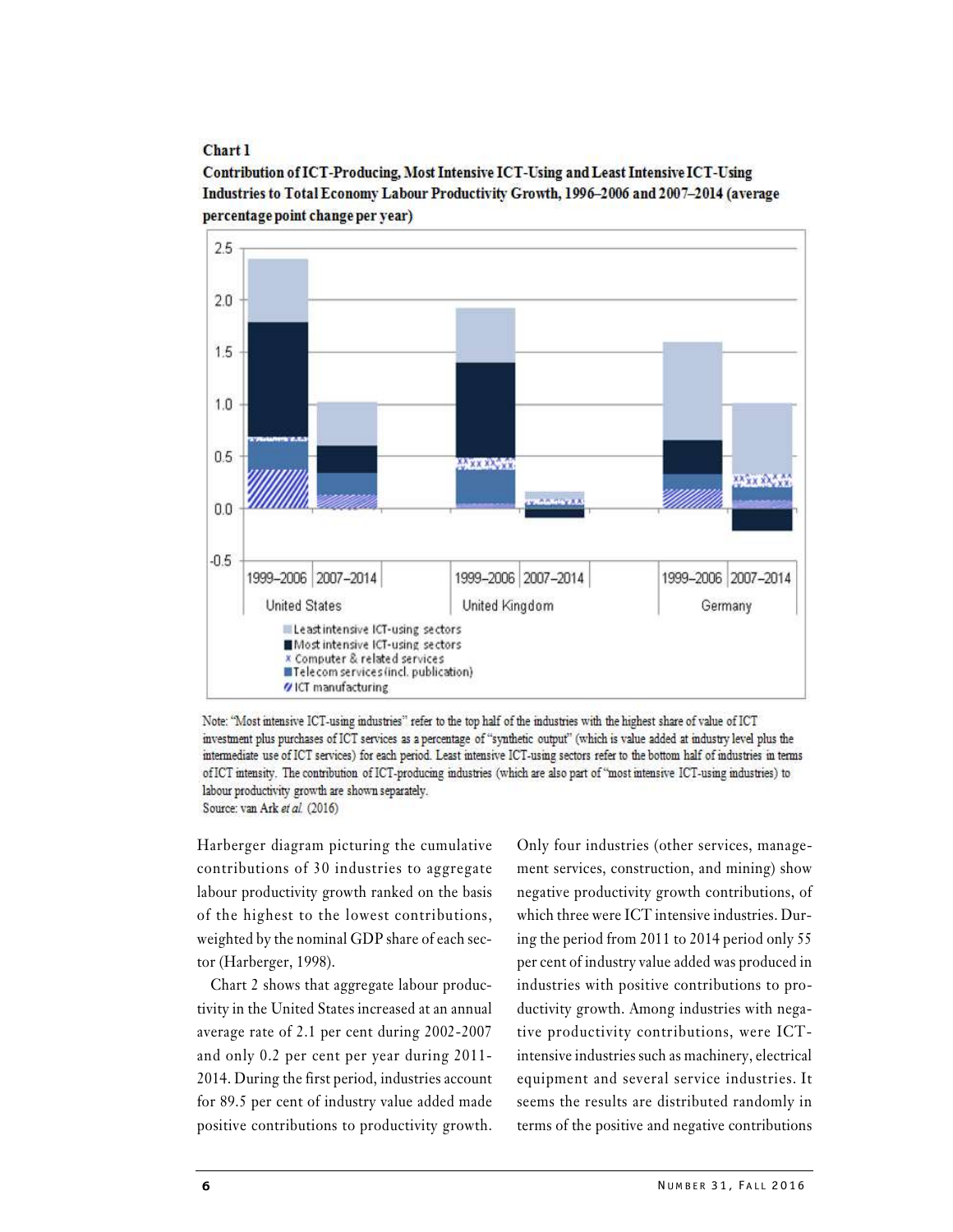**Chart 1**

**Contribution of ICT-Producing, Most Intensive ICT-Using and Least Intensive ICT-Using Industries to Total Economy Labour Productivity Growth, 1996–2006 and 2007–2014 (average percentage point change per year)**

Note: "Most intensive ICT-using industries" refer to the top half of the industries with the highest share of value of ICT investment plus purchases of ICT services as a percentage of "synthetic output" (which is value added at industry level plus the intermediate use of ICT services) for each period. Least intensive ICT-using sectors refer to the bottom half of industries in terms of ICT intensity. The contribution of ICT-producing industries (which are also part of "most intensive ICT-using industries) to labour productivity growth are shown separately.

Source: van Ark *et al.* (2016)

Harberger diagram picturing the cumulative contributions of 30 industries to aggregate labour productivity growth ranked on the basis of the highest to the lowest contributions, weighted by the nominal GDP share of each sector (Harberger, 1998).

Chart 2 shows that aggregate labour productivity in the United States increased at an annual average rate of 2.1 per cent during 2002-2007 and only 0.2 per cent per year during 2011-2014. During the first period, industries account for 89.5 per cent of industry value added made positive contributions to productivity growth. Only four industries (other services, management services, construction, and mining) show negative productivity growth contributions, of which three were ICT intensive industries. During the period from 2011 to 2014 period only 55 per cent of industry value added was produced in industries with positive contributions to productivity growth. Among industries with negative productivity contributions, were ICT-intensive industries such as machinery, electrical equipment and several service industries. It seems the results are distributed randomly in terms of the positive and negative contributions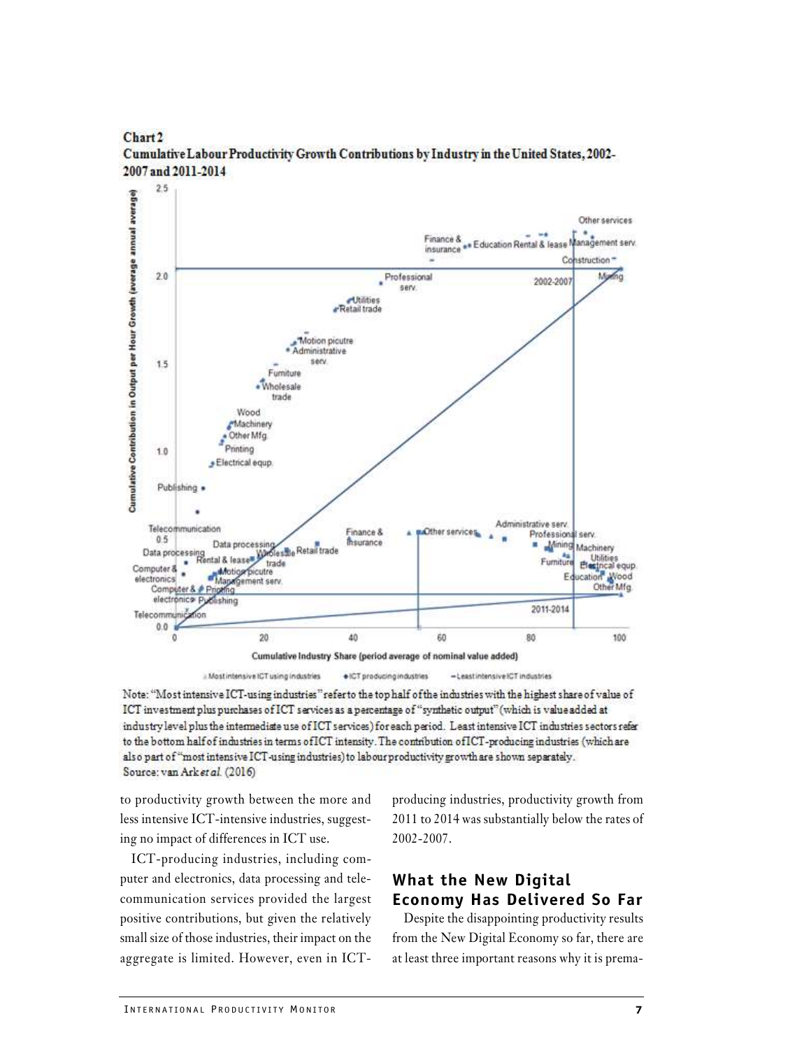**Chart 2**
**Cumulative Labour Productivity Growth Contributions by Industry in the United States, 2002-2007 and 2011-2014**

Note: "Most intensive ICT-using industries" refer to the top half of the industries with the highest share of value of ICT investment plus purchases of ICT services as a percentage of "synthetic output" (which is value added at industry level plus the intermediate use of ICT services) for each period. Least intensive ICT industries sectors refer to the bottom half of industries in terms of ICT intensity. The contribution of ICT-producing industries (which are also part of "most intensive ICT-using industries) to labour productivity growth are shown separately.
Source: van Ark *et al.* (2016)

to productivity growth between the more and less intensive ICT-intensive industries, suggesting no impact of differences in ICT use.

ICT-producing industries, including computer and electronics, data processing and telecommunication services provided the largest positive contributions, but given the relatively small size of those industries, their impact on the aggregate is limited. However, even in ICT-producing industries, productivity growth from 2011 to 2014 was substantially below the rates of 2002-2007.

## What the New Digital Economy Has Delivered So Far

Despite the disappointing productivity results from the New Digital Economy so far, there are at least three important reasons why it is prema-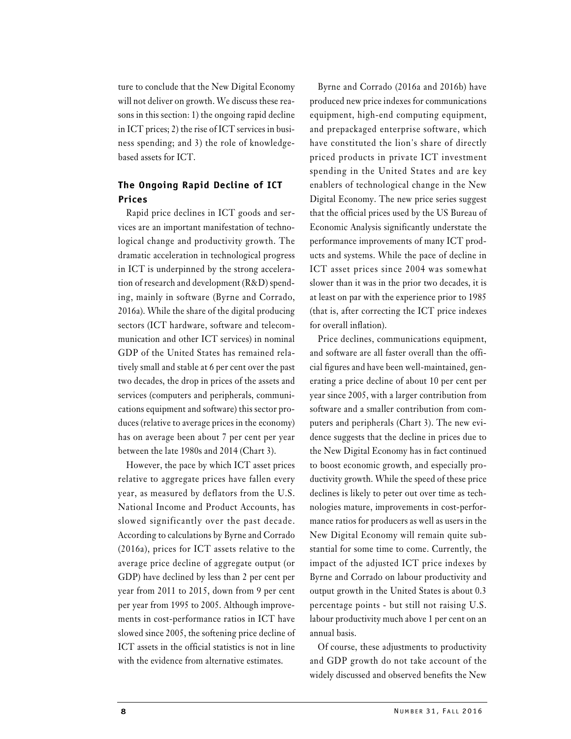ture to conclude that the New Digital Economy will not deliver on growth. We discuss these reasons in this section: 1) the ongoing rapid decline in ICT prices; 2) the rise of ICT services in business spending; and 3) the role of knowledge-based assets for ICT.

### The Ongoing Rapid Decline of ICT Prices

Rapid price declines in ICT goods and services are an important manifestation of technological change and productivity growth. The dramatic acceleration in technological progress in ICT is underpinned by the strong acceleration of research and development (R&D) spending, mainly in software (Byrne and Corrado, 2016a). While the share of the digital producing sectors (ICT hardware, software and telecommunication and other ICT services) in nominal GDP of the United States has remained relatively small and stable at 6 per cent over the past two decades, the drop in prices of the assets and services (computers and peripherals, communications equipment and software) this sector produces (relative to average prices in the economy) has on average been about 7 per cent per year between the late 1980s and 2014 (Chart 3).

However, the pace by which ICT asset prices relative to aggregate prices have fallen every year, as measured by deflators from the U.S. National Income and Product Accounts, has slowed significantly over the past decade. According to calculations by Byrne and Corrado (2016a), prices for ICT assets relative to the average price decline of aggregate output (or GDP) have declined by less than 2 per cent per year from 2011 to 2015, down from 9 per cent per year from 1995 to 2005. Although improvements in cost-performance ratios in ICT have slowed since 2005, the softening price decline of ICT assets in the official statistics is not in line with the evidence from alternative estimates.

Byrne and Corrado (2016a and 2016b) have produced new price indexes for communications equipment, high-end computing equipment, and prepackaged enterprise software, which have constituted the lion's share of directly priced products in private ICT investment spending in the United States and are key enablers of technological change in the New Digital Economy. The new price series suggest that the official prices used by the US Bureau of Economic Analysis significantly understate the performance improvements of many ICT products and systems. While the pace of decline in ICT asset prices since 2004 was somewhat slower than it was in the prior two decades, it is at least on par with the experience prior to 1985 (that is, after correcting the ICT price indexes for overall inflation).

Price declines, communications equipment, and software are all faster overall than the official figures and have been well-maintained, generating a price decline of about 10 per cent per year since 2005, with a larger contribution from software and a smaller contribution from computers and peripherals (Chart 3). The new evidence suggests that the decline in prices due to the New Digital Economy has in fact continued to boost economic growth, and especially productivity growth. While the speed of these price declines is likely to peter out over time as technologies mature, improvements in cost-performance ratios for producers as well as users in the New Digital Economy will remain quite substantial for some time to come. Currently, the impact of the adjusted ICT price indexes by Byrne and Corrado on labour productivity and output growth in the United States is about 0.3 percentage points - but still not raising U.S. labour productivity much above 1 per cent on an annual basis.

Of course, these adjustments to productivity and GDP growth do not take account of the widely discussed and observed benefits the New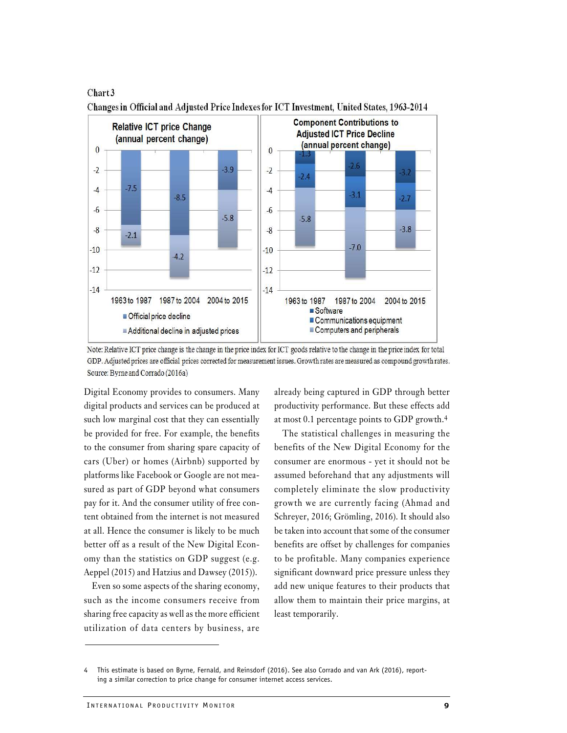Chart 3

Changes in Official and Adjusted Price Indexes for ICT Investment, United States, 1963-2014

**Relative ICT price Change (annual percent change)**

| | 1963 to 1987 | 1987 to 2004 | 2004 to 2015 |
|---|---|---|---|
| Official price decline | -7.5 | -8.5 | -3.9 |
| Additional decline in adjusted prices | -2.1 | -4.2 | -5.8 |

**Component Contributions to Adjusted ICT Price Decline (annual percent change)**

| | 1963 to 1987 | 1987 to 2004 | 2004 to 2015 |
|---|---|---|---|
| Software | -1.3 | -2.6 | -3.2 |
| Communications equipment | -2.4 | -3.1 | -2.7 |
| Computers and peripherals | -5.8 | -7.0 | -3.8 |

Note: Relative ICT price change is the change in the price index for ICT goods relative to the change in the price index for total GDP. Adjusted prices are official prices corrected for measurement issues. Growth rates are measured as compound growth rates.
Source: Byrne and Corrado (2016a)

Digital Economy provides to consumers. Many digital products and services can be produced at such low marginal cost that they can essentially be provided for free. For example, the benefits to the consumer from sharing spare capacity of cars (Uber) or homes (Airbnb) supported by platforms like Facebook or Google are not measured as part of GDP beyond what consumers pay for it. And the consumer utility of free content obtained from the internet is not measured at all. Hence the consumer is likely to be much better off as a result of the New Digital Economy than the statistics on GDP suggest (e.g. Aeppel (2015) and Hatzius and Dawsey (2015)).

Even so some aspects of the sharing economy, such as the income consumers receive from sharing free capacity as well as the more efficient utilization of data centers by business, are already being captured in GDP through better productivity performance. But these effects add at most 0.1 percentage points to GDP growth.[4]

The statistical challenges in measuring the benefits of the New Digital Economy for the consumer are enormous - yet it should not be assumed beforehand that any adjustments will completely eliminate the slow productivity growth we are currently facing (Ahmad and Schreyer, 2016; Grömling, 2016). It should also be taken into account that some of the consumer benefits are offset by challenges for companies to be profitable. Many companies experience significant downward price pressure unless they add new unique features to their products that allow them to maintain their price margins, at least temporarily.

---

4 This estimate is based on Byrne, Fernald, and Reinsdorf (2016). See also Corrado and van Ark (2016), reporting a similar correction to price change for consumer internet access services.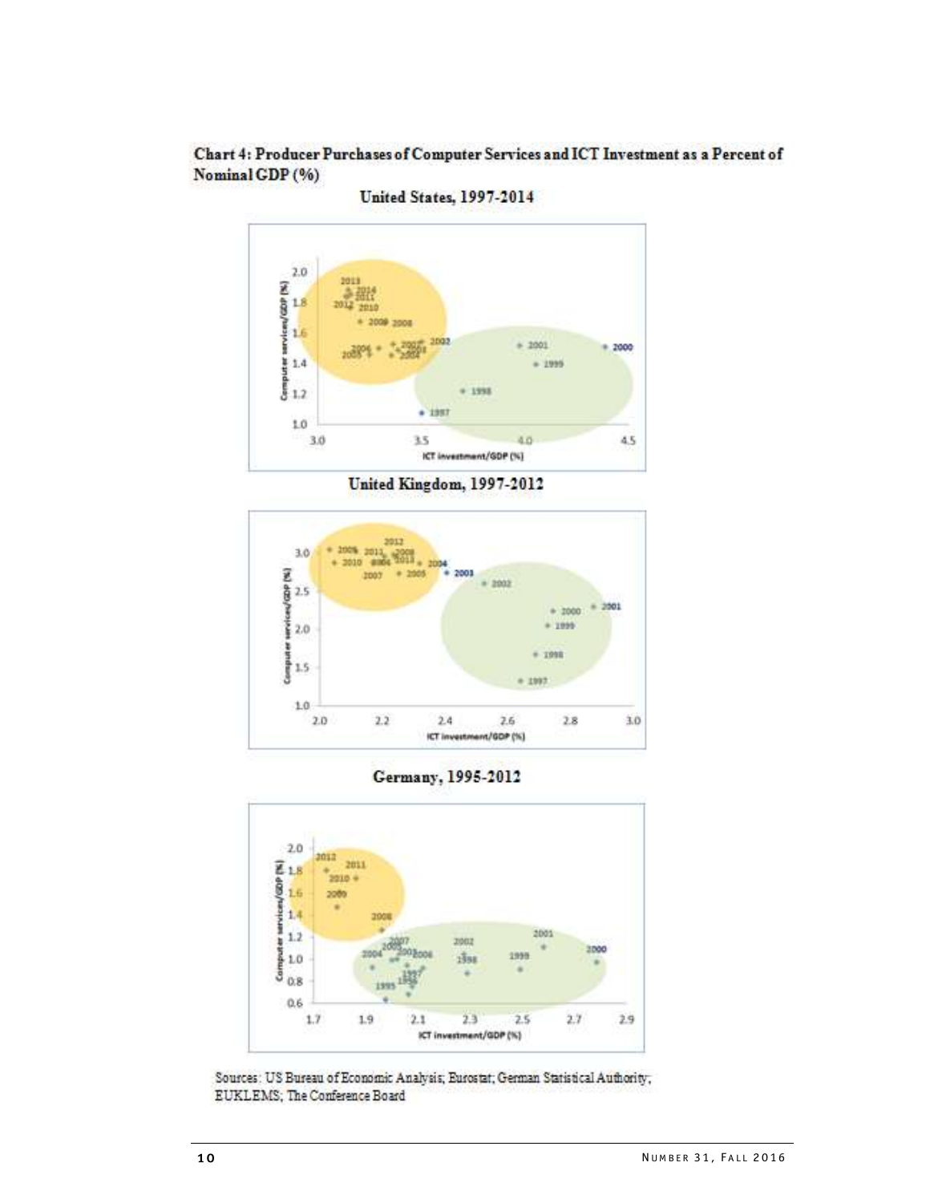**Chart 4: Producer Purchases of Computer Services and ICT Investment as a Percent of Nominal GDP (%)**

United States, 1997-2014

United Kingdom, 1997-2012

Germany, 1995-2012

Sources: US Bureau of Economic Analysis; Eurostat; German Statistical Authority; EUKLEMS; The Conference Board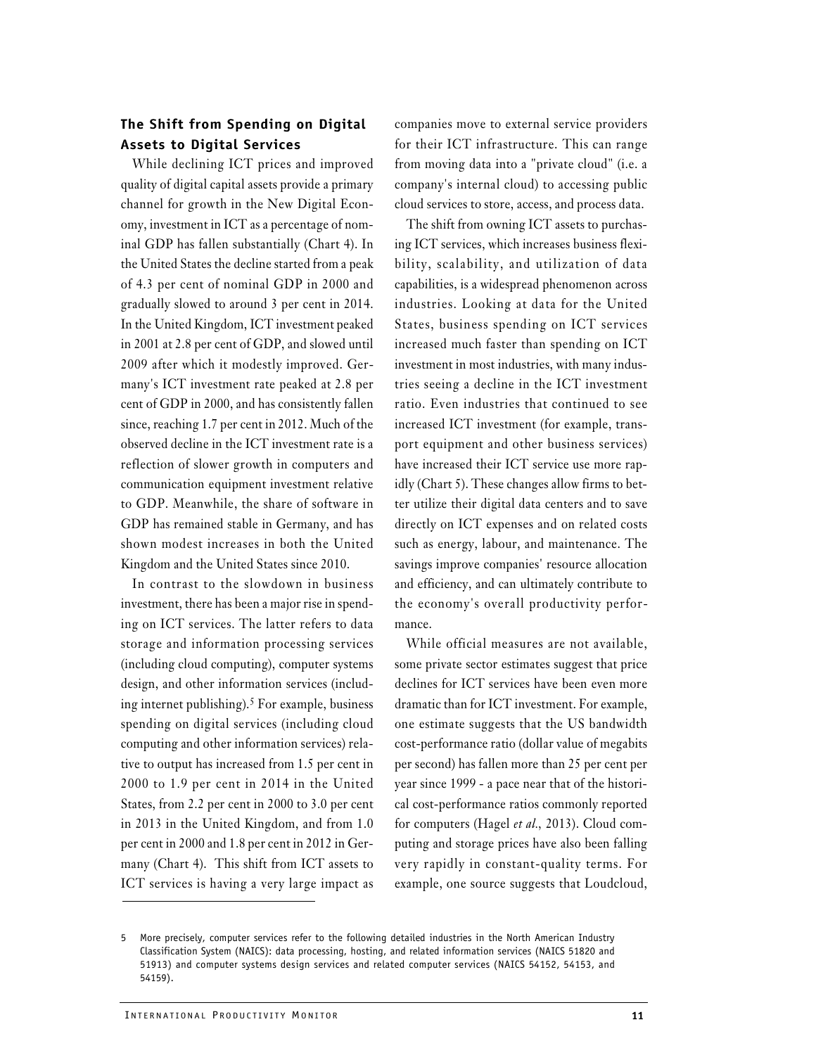### The Shift from Spending on Digital Assets to Digital Services

While declining ICT prices and improved quality of digital capital assets provide a primary channel for growth in the New Digital Economy, investment in ICT as a percentage of nominal GDP has fallen substantially (Chart 4). In the United States the decline started from a peak of 4.3 per cent of nominal GDP in 2000 and gradually slowed to around 3 per cent in 2014. In the United Kingdom, ICT investment peaked in 2001 at 2.8 per cent of GDP, and slowed until 2009 after which it modestly improved. Germany's ICT investment rate peaked at 2.8 per cent of GDP in 2000, and has consistently fallen since, reaching 1.7 per cent in 2012. Much of the observed decline in the ICT investment rate is a reflection of slower growth in computers and communication equipment investment relative to GDP. Meanwhile, the share of software in GDP has remained stable in Germany, and has shown modest increases in both the United Kingdom and the United States since 2010.

In contrast to the slowdown in business investment, there has been a major rise in spending on ICT services. The latter refers to data storage and information processing services (including cloud computing), computer systems design, and other information services (including internet publishing).[5] For example, business spending on digital services (including cloud computing and other information services) relative to output has increased from 1.5 per cent in 2000 to 1.9 per cent in 2014 in the United States, from 2.2 per cent in 2000 to 3.0 per cent in 2013 in the United Kingdom, and from 1.0 per cent in 2000 and 1.8 per cent in 2012 in Germany (Chart 4). This shift from ICT assets to ICT services is having a very large impact as companies move to external service providers for their ICT infrastructure. This can range from moving data into a "private cloud" (i.e. a company's internal cloud) to accessing public cloud services to store, access, and process data.

The shift from owning ICT assets to purchasing ICT services, which increases business flexibility, scalability, and utilization of data capabilities, is a widespread phenomenon across industries. Looking at data for the United States, business spending on ICT services increased much faster than spending on ICT investment in most industries, with many industries seeing a decline in the ICT investment ratio. Even industries that continued to see increased ICT investment (for example, transport equipment and other business services) have increased their ICT service use more rapidly (Chart 5). These changes allow firms to better utilize their digital data centers and to save directly on ICT expenses and on related costs such as energy, labour, and maintenance. The savings improve companies' resource allocation and efficiency, and can ultimately contribute to the economy's overall productivity performance.

While official measures are not available, some private sector estimates suggest that price declines for ICT services have been even more dramatic than for ICT investment. For example, one estimate suggests that the US bandwidth cost-performance ratio (dollar value of megabits per second) has fallen more than 25 per cent per year since 1999 - a pace near that of the historical cost-performance ratios commonly reported for computers (Hagel *et al.*, 2013). Cloud computing and storage prices have also been falling very rapidly in constant-quality terms. For example, one source suggests that Loudcloud,

---

5 More precisely, computer services refer to the following detailed industries in the North American Industry Classification System (NAICS): data processing, hosting, and related information services (NAICS 51820 and 51913) and computer systems design services and related computer services (NAICS 54152, 54153, and 54159).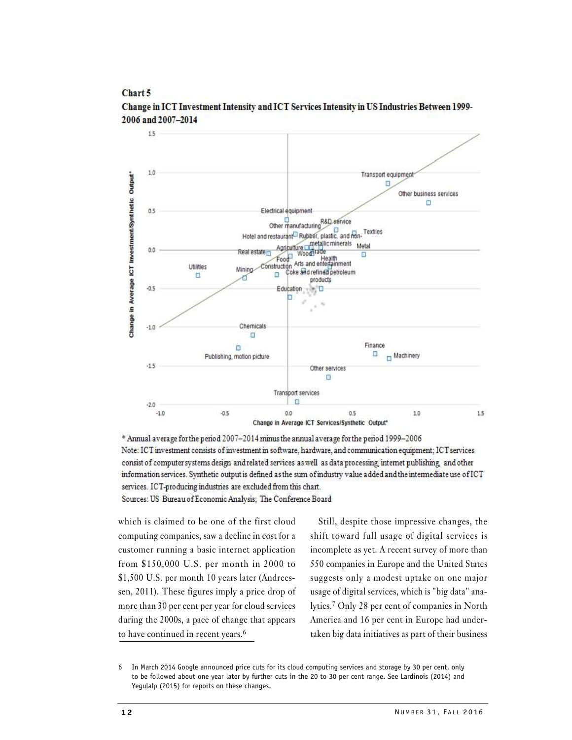**Chart 5**

**Change in ICT Investment Intensity and ICT Services Intensity in US Industries Between 1999-2006 and 2007–2014**

\* Annual average for the period 2007–2014 minus the annual average for the period 1999–2006

Note: ICT investment consists of investment in software, hardware, and communication equipment; ICT services consist of computer systems design and related services as well as data processing, internet publishing, and other information services. Synthetic output is defined as the sum of industry value added and the intermediate use of ICT services. ICT-producing industries are excluded from this chart.

Sources: US Bureau of Economic Analysis; The Conference Board

which is claimed to be one of the first cloud computing companies, saw a decline in cost for a customer running a basic internet application from $150,000 U.S. per month in 2000 to $1,500 U.S. per month 10 years later (Andreessen, 2011). These figures imply a price drop of more than 30 per cent per year for cloud services during the 2000s, a pace of change that appears to have continued in recent years.[6]

Still, despite those impressive changes, the shift toward full usage of digital services is incomplete as yet. A recent survey of more than 550 companies in Europe and the United States suggests only a modest uptake on one major usage of digital services, which is "big data" analytics.[7] Only 28 per cent of companies in North America and 16 per cent in Europe had undertaken big data initiatives as part of their business

6 In March 2014 Google announced price cuts for its cloud computing services and storage by 30 per cent, only to be followed about one year later by further cuts in the 20 to 30 per cent range. See Lardinois (2014) and Yegulalp (2015) for reports on these changes.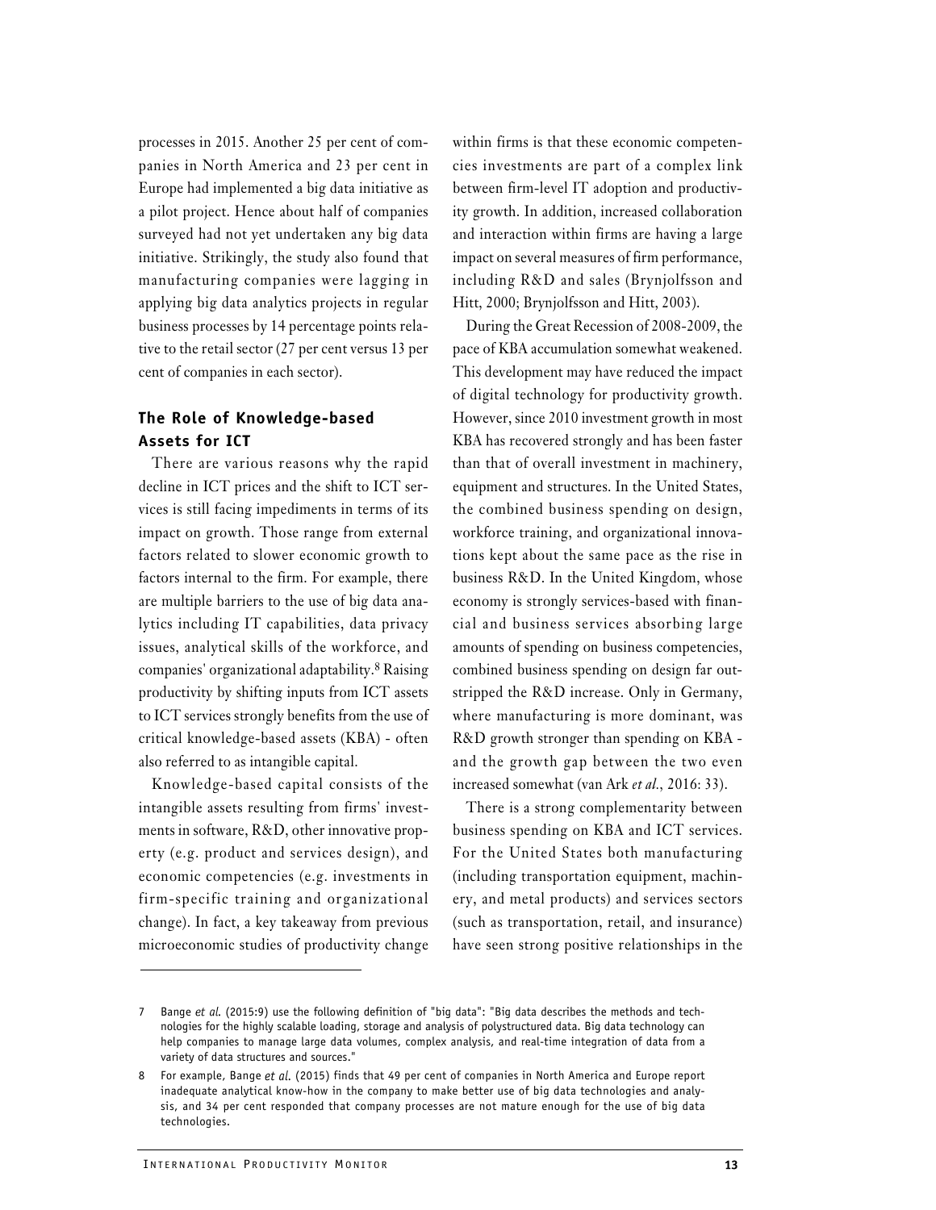processes in 2015. Another 25 per cent of companies in North America and 23 per cent in Europe had implemented a big data initiative as a pilot project. Hence about half of companies surveyed had not yet undertaken any big data initiative. Strikingly, the study also found that manufacturing companies were lagging in applying big data analytics projects in regular business processes by 14 percentage points relative to the retail sector (27 per cent versus 13 per cent of companies in each sector).

## The Role of Knowledge-based Assets for ICT

There are various reasons why the rapid decline in ICT prices and the shift to ICT services is still facing impediments in terms of its impact on growth. Those range from external factors related to slower economic growth to factors internal to the firm. For example, there are multiple barriers to the use of big data analytics including IT capabilities, data privacy issues, analytical skills of the workforce, and companies' organizational adaptability.[8] Raising productivity by shifting inputs from ICT assets to ICT services strongly benefits from the use of critical knowledge-based assets (KBA) - often also referred to as intangible capital.

Knowledge-based capital consists of the intangible assets resulting from firms' investments in software, R&D, other innovative property (e.g. product and services design), and economic competencies (e.g. investments in firm-specific training and organizational change). In fact, a key takeaway from previous microeconomic studies of productivity change within firms is that these economic competencies investments are part of a complex link between firm-level IT adoption and productivity growth. In addition, increased collaboration and interaction within firms are having a large impact on several measures of firm performance, including R&D and sales (Brynjolfsson and Hitt, 2000; Brynjolfsson and Hitt, 2003).

During the Great Recession of 2008-2009, the pace of KBA accumulation somewhat weakened. This development may have reduced the impact of digital technology for productivity growth. However, since 2010 investment growth in most KBA has recovered strongly and has been faster than that of overall investment in machinery, equipment and structures. In the United States, the combined business spending on design, workforce training, and organizational innovations kept about the same pace as the rise in business R&D. In the United Kingdom, whose economy is strongly services-based with financial and business services absorbing large amounts of spending on business competencies, combined business spending on design far outstripped the R&D increase. Only in Germany, where manufacturing is more dominant, was R&D growth stronger than spending on KBA - and the growth gap between the two even increased somewhat (van Ark *et al.*, 2016: 33).

There is a strong complementarity between business spending on KBA and ICT services. For the United States both manufacturing (including transportation equipment, machinery, and metal products) and services sectors (such as transportation, retail, and insurance) have seen strong positive relationships in the

---

7 Bange *et al.* (2015:9) use the following definition of "big data": "Big data describes the methods and technologies for the highly scalable loading, storage and analysis of polystructured data. Big data technology can help companies to manage large data volumes, complex analysis, and real-time integration of data from a variety of data structures and sources."

8 For example, Bange *et al.* (2015) finds that 49 per cent of companies in North America and Europe report inadequate analytical know-how in the company to make better use of big data technologies and analysis, and 34 per cent responded that company processes are not mature enough for the use of big data technologies.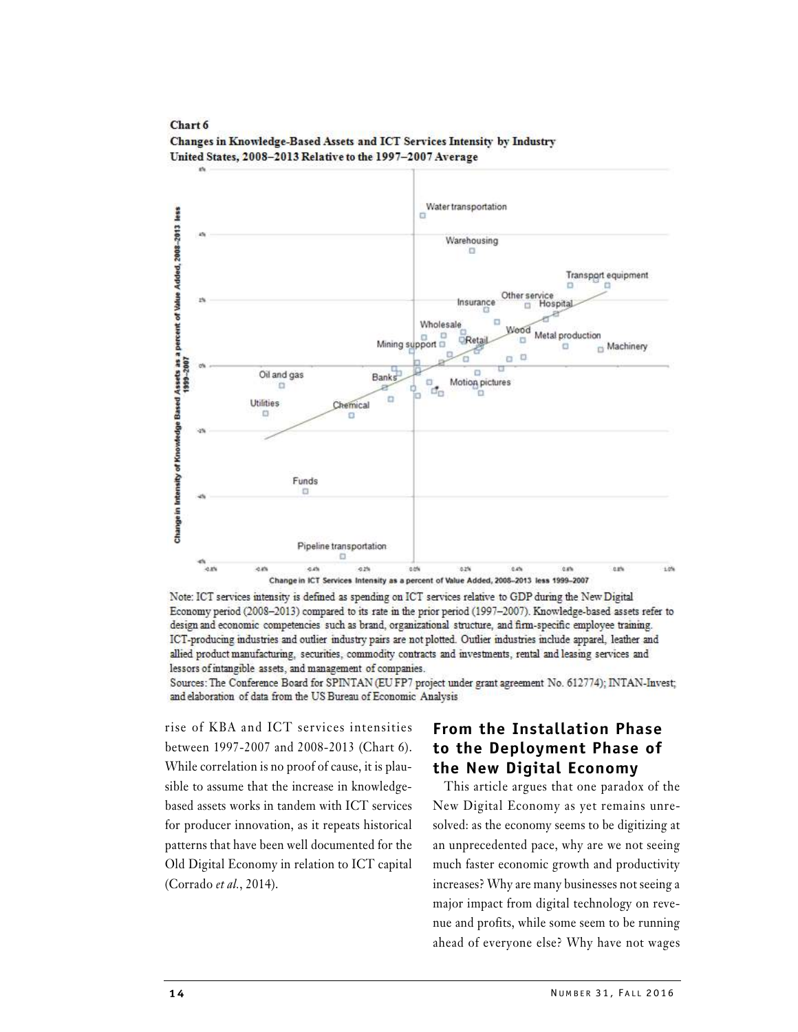**Chart 6**

**Changes in Knowledge-Based Assets and ICT Services Intensity by Industry United States, 2008–2013 Relative to the 1997–2007 Average**

Note: ICT services intensity is defined as spending on ICT services relative to GDP during the New Digital Economy period (2008–2013) compared to its rate in the prior period (1997–2007). Knowledge-based assets refer to design and economic competencies such as brand, organizational structure, and firm-specific employee training. ICT-producing industries and outlier industry pairs are not plotted. Outlier industries include apparel, leather and allied product manufacturing, securities, commodity contracts and investments, rental and leasing services and lessors of intangible assets, and management of companies.

Sources: The Conference Board for SPINTAN (EU FP7 project under grant agreement No. 612774); INTAN-Invest; and elaboration of data from the US Bureau of Economic Analysis

rise of KBA and ICT services intensities between 1997-2007 and 2008-2013 (Chart 6). While correlation is no proof of cause, it is plausible to assume that the increase in knowledge-based assets works in tandem with ICT services for producer innovation, as it repeats historical patterns that have been well documented for the Old Digital Economy in relation to ICT capital (Corrado *et al.*, 2014).

## From the Installation Phase to the Deployment Phase of the New Digital Economy

This article argues that one paradox of the New Digital Economy as yet remains unresolved: as the economy seems to be digitizing at an unprecedented pace, why are we not seeing much faster economic growth and productivity increases? Why are many businesses not seeing a major impact from digital technology on revenue and profits, while some seem to be running ahead of everyone else? Why have not wages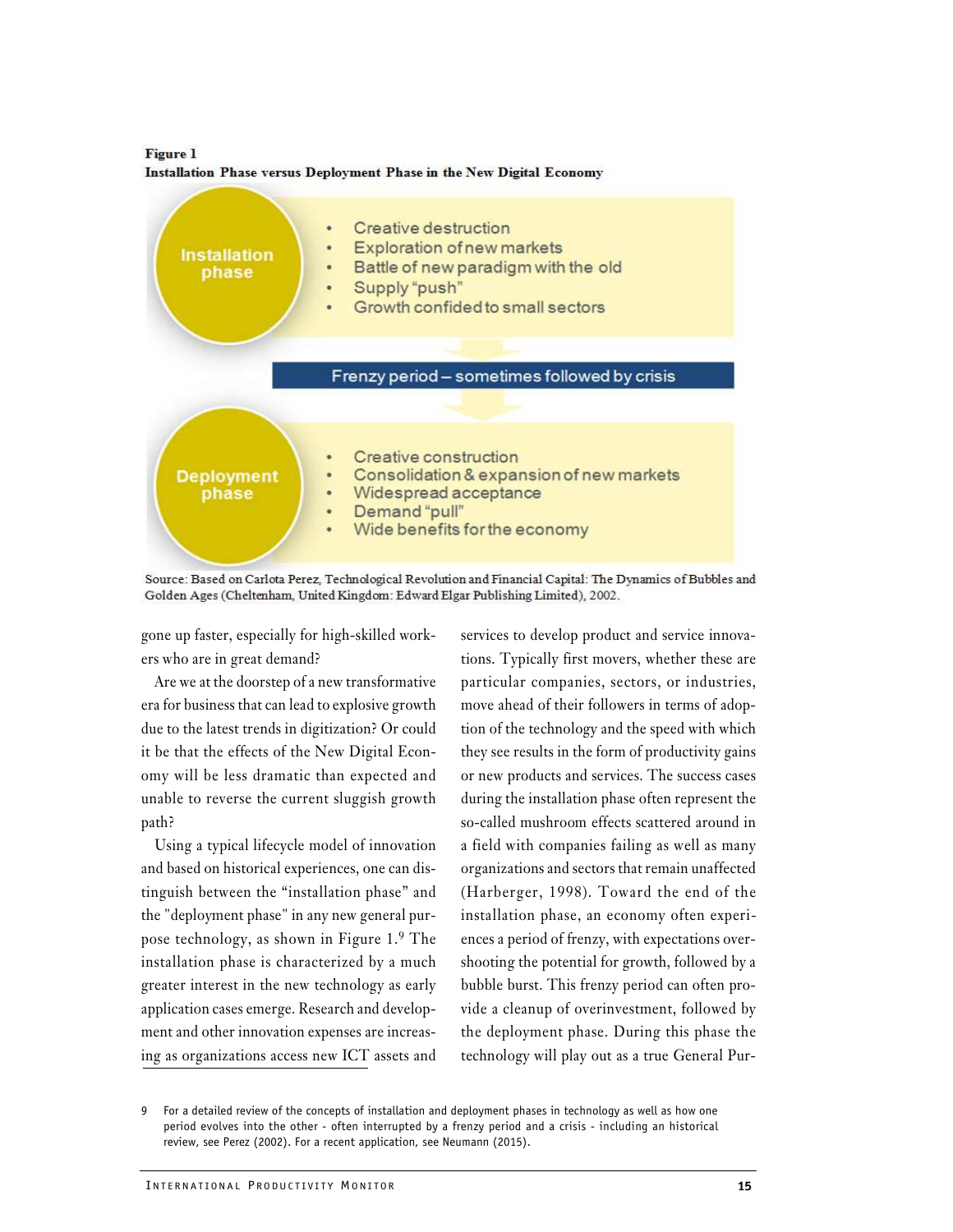**Figure 1**
**Installation Phase versus Deployment Phase in the New Digital Economy**

**Installation phase**

- Creative destruction
- Exploration of new markets
- Battle of new paradigm with the old
- Supply "push"
- Growth confided to small sectors

**Frenzy period – sometimes followed by crisis**

**Deployment phase**

- Creative construction
- Consolidation & expansion of new markets
- Widespread acceptance
- Demand "pull"
- Wide benefits for the economy

Source: Based on Carlota Perez, Technological Revolution and Financial Capital: The Dynamics of Bubbles and Golden Ages (Cheltenham, United Kingdom: Edward Elgar Publishing Limited), 2002.

gone up faster, especially for high-skilled workers who are in great demand?

Are we at the doorstep of a new transformative era for business that can lead to explosive growth due to the latest trends in digitization? Or could it be that the effects of the New Digital Economy will be less dramatic than expected and unable to reverse the current sluggish growth path?

Using a typical lifecycle model of innovation and based on historical experiences, one can distinguish between the "installation phase" and the "deployment phase" in any new general purpose technology, as shown in Figure 1.[9] The installation phase is characterized by a much greater interest in the new technology as early application cases emerge. Research and development and other innovation expenses are increasing as organizations access new ICT assets and services to develop product and service innovations. Typically first movers, whether these are particular companies, sectors, or industries, move ahead of their followers in terms of adoption of the technology and the speed with which they see results in the form of productivity gains or new products and services. The success cases during the installation phase often represent the so-called mushroom effects scattered around in a field with companies failing as well as many organizations and sectors that remain unaffected (Harberger, 1998). Toward the end of the installation phase, an economy often experiences a period of frenzy, with expectations overshooting the potential for growth, followed by a bubble burst. This frenzy period can often provide a cleanup of overinvestment, followed by the deployment phase. During this phase the technology will play out as a true General Pur-

9 For a detailed review of the concepts of installation and deployment phases in technology as well as how one period evolves into the other - often interrupted by a frenzy period and a crisis - including an historical review, see Perez (2002). For a recent application, see Neumann (2015).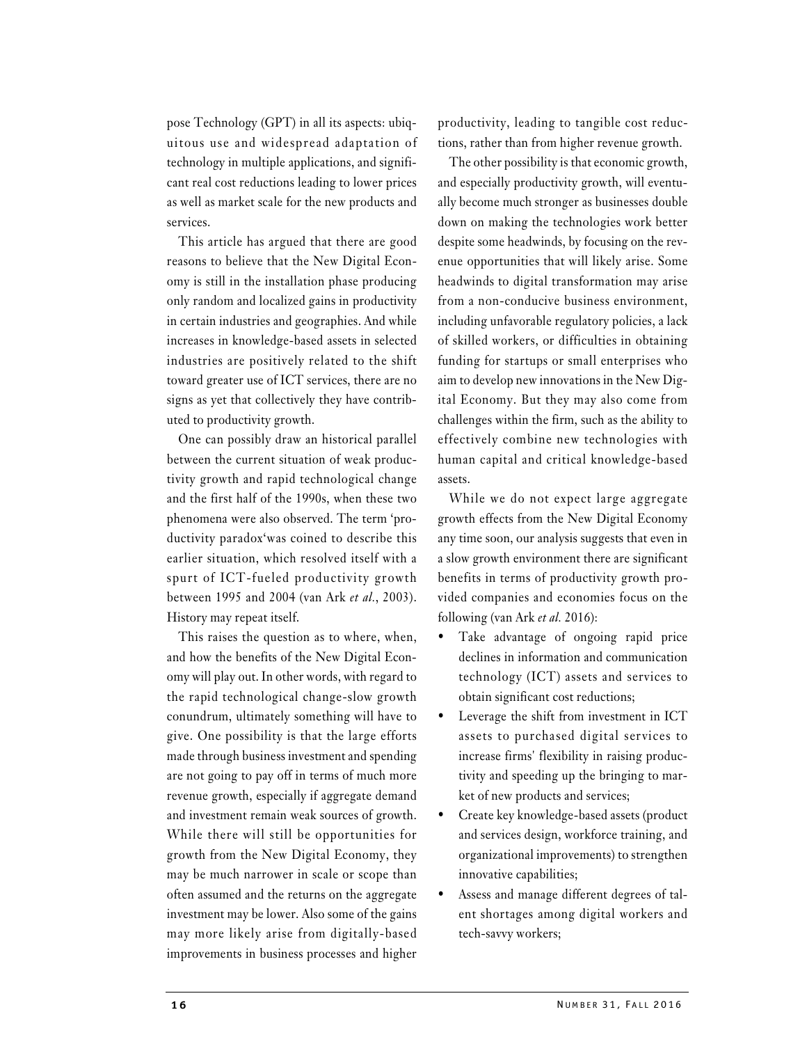pose Technology (GPT) in all its aspects: ubiquitous use and widespread adaptation of technology in multiple applications, and significant real cost reductions leading to lower prices as well as market scale for the new products and services.

This article has argued that there are good reasons to believe that the New Digital Economy is still in the installation phase producing only random and localized gains in productivity in certain industries and geographies. And while increases in knowledge-based assets in selected industries are positively related to the shift toward greater use of ICT services, there are no signs as yet that collectively they have contributed to productivity growth.

One can possibly draw an historical parallel between the current situation of weak productivity growth and rapid technological change and the first half of the 1990s, when these two phenomena were also observed. The term 'productivity paradox'was coined to describe this earlier situation, which resolved itself with a spurt of ICT-fueled productivity growth between 1995 and 2004 (van Ark *et al.*, 2003). History may repeat itself.

This raises the question as to where, when, and how the benefits of the New Digital Economy will play out. In other words, with regard to the rapid technological change-slow growth conundrum, ultimately something will have to give. One possibility is that the large efforts made through business investment and spending are not going to pay off in terms of much more revenue growth, especially if aggregate demand and investment remain weak sources of growth. While there will still be opportunities for growth from the New Digital Economy, they may be much narrower in scale or scope than often assumed and the returns on the aggregate investment may be lower. Also some of the gains may more likely arise from digitally-based improvements in business processes and higher productivity, leading to tangible cost reductions, rather than from higher revenue growth.

The other possibility is that economic growth, and especially productivity growth, will eventually become much stronger as businesses double down on making the technologies work better despite some headwinds, by focusing on the revenue opportunities that will likely arise. Some headwinds to digital transformation may arise from a non-conducive business environment, including unfavorable regulatory policies, a lack of skilled workers, or difficulties in obtaining funding for startups or small enterprises who aim to develop new innovations in the New Digital Economy. But they may also come from challenges within the firm, such as the ability to effectively combine new technologies with human capital and critical knowledge-based assets.

While we do not expect large aggregate growth effects from the New Digital Economy any time soon, our analysis suggests that even in a slow growth environment there are significant benefits in terms of productivity growth provided companies and economies focus on the following (van Ark *et al.* 2016):

- Take advantage of ongoing rapid price declines in information and communication technology (ICT) assets and services to obtain significant cost reductions;
- Leverage the shift from investment in ICT assets to purchased digital services to increase firms' flexibility in raising productivity and speeding up the bringing to market of new products and services;
- Create key knowledge-based assets (product and services design, workforce training, and organizational improvements) to strengthen innovative capabilities;
- Assess and manage different degrees of talent shortages among digital workers and tech-savvy workers;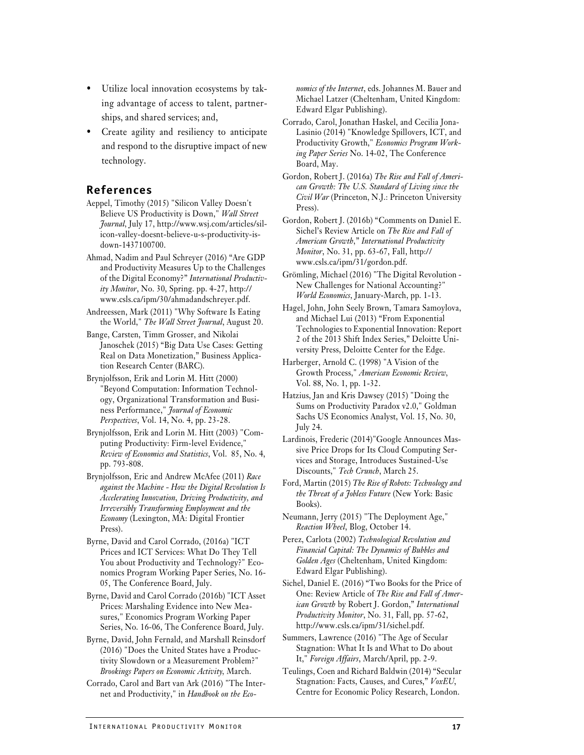- Utilize local innovation ecosystems by taking advantage of access to talent, partnerships, and shared services; and,
- Create agility and resiliency to anticipate and respond to the disruptive impact of new technology.

## References

Aeppel, Timothy (2015) "Silicon Valley Doesn't Believe US Productivity is Down," *Wall Street Journal*, July 17, http://www.wsj.com/articles/silicon-valley-doesnt-believe-u-s-productivity-is-down-1437100700.

Ahmad, Nadim and Paul Schreyer (2016) "Are GDP and Productivity Measures Up to the Challenges of the Digital Economy?" *International Productivity Monitor*, No. 30, Spring. pp. 4-27, http://www.csls.ca/ipm/30/ahmadandschreyer.pdf.

Andreessen, Mark (2011) "Why Software Is Eating the World," *The Wall Street Journal*, August 20.

Bange, Carsten, Timm Grosser, and Nikolai Janoschek (2015) "Big Data Use Cases: Getting Real on Data Monetization," Business Application Research Center (BARC).

Brynjolfsson, Erik and Lorin M. Hitt (2000) "Beyond Computation: Information Technology, Organizational Transformation and Business Performance," *Journal of Economic Perspectives*, Vol. 14, No. 4, pp. 23-28.

Brynjolfsson, Erik and Lorin M. Hitt (2003) "Computing Productivity: Firm-level Evidence," *Review of Economics and Statistics*, Vol. 85, No. 4, pp. 793-808.

Brynjolfsson, Eric and Andrew McAfee (2011) *Race against the Machine - How the Digital Revolution Is Accelerating Innovation, Driving Productivity, and Irreversibly Transforming Employment and the Economy* (Lexington, MA: Digital Frontier Press).

Byrne, David and Carol Corrado, (2016a) "ICT Prices and ICT Services: What Do They Tell You about Productivity and Technology?" Economics Program Working Paper Series, No. 16-05, The Conference Board, July.

Byrne, David and Carol Corrado (2016b) "ICT Asset Prices: Marshaling Evidence into New Measures," Economics Program Working Paper Series, No. 16-06, The Conference Board, July.

Byrne, David, John Fernald, and Marshall Reinsdorf (2016) "Does the United States have a Productivity Slowdown or a Measurement Problem?" *Brookings Papers on Economic Activity*, March.

Corrado, Carol and Bart van Ark (2016) "The Internet and Productivity," in *Handbook on the Economics of the Internet*, eds. Johannes M. Bauer and Michael Latzer (Cheltenham, United Kingdom: Edward Elgar Publishing).

Corrado, Carol, Jonathan Haskel, and Cecilia Jona-Lasinio (2014) "Knowledge Spillovers, ICT, and Productivity Growth," *Economics Program Working Paper Series* No. 14-02, The Conference Board, May.

Gordon, Robert J. (2016a) *The Rise and Fall of American Growth: The U.S. Standard of Living since the Civil War* (Princeton, N.J.: Princeton University Press).

Gordon, Robert J. (2016b) "Comments on Daniel E. Sichel's Review Article on *The Rise and Fall of American Growth*," *International Productivity Monitor*, No. 31, pp. 63-67, Fall, http://www.csls.ca/ipm/31/gordon.pdf.

Grömling, Michael (2016) "The Digital Revolution - New Challenges for National Accounting?" *World Economics*, January-March, pp. 1-13.

Hagel, John, John Seely Brown, Tamara Samoylova, and Michael Lui (2013) "From Exponential Technologies to Exponential Innovation: Report 2 of the 2013 Shift Index Series," Deloitte University Press, Deloitte Center for the Edge.

Harberger, Arnold C. (1998) "A Vision of the Growth Process," *American Economic Review*, Vol. 88, No. 1, pp. 1-32.

Hatzius, Jan and Kris Dawsey (2015) "Doing the Sums on Productivity Paradox v2.0," Goldman Sachs US Economics Analyst, Vol. 15, No. 30, July 24.

Lardinois, Frederic (2014)"Google Announces Massive Price Drops for Its Cloud Computing Services and Storage, Introduces Sustained-Use Discounts," *Tech Crunch*, March 25.

Ford, Martin (2015) *The Rise of Robots: Technology and the Threat of a Jobless Future* (New York: Basic Books).

Neumann, Jerry (2015) "The Deployment Age," *Reaction Wheel*, Blog, October 14.

Perez, Carlota (2002) *Technological Revolution and Financial Capital: The Dynamics of Bubbles and Golden Ages* (Cheltenham, United Kingdom: Edward Elgar Publishing).

Sichel, Daniel E. (2016) "Two Books for the Price of One: Review Article of *The Rise and Fall of American Growth* by Robert J. Gordon," *International Productivity Monitor*, No. 31, Fall, pp. 57-62, http://www.csls.ca/ipm/31/sichel.pdf.

Summers, Lawrence (2016) "The Age of Secular Stagnation: What It Is and What to Do about It," *Foreign Affairs*, March/April, pp. 2-9.

Teulings, Coen and Richard Baldwin (2014) "Secular Stagnation: Facts, Causes, and Cures," *VoxEU*, Centre for Economic Policy Research, London.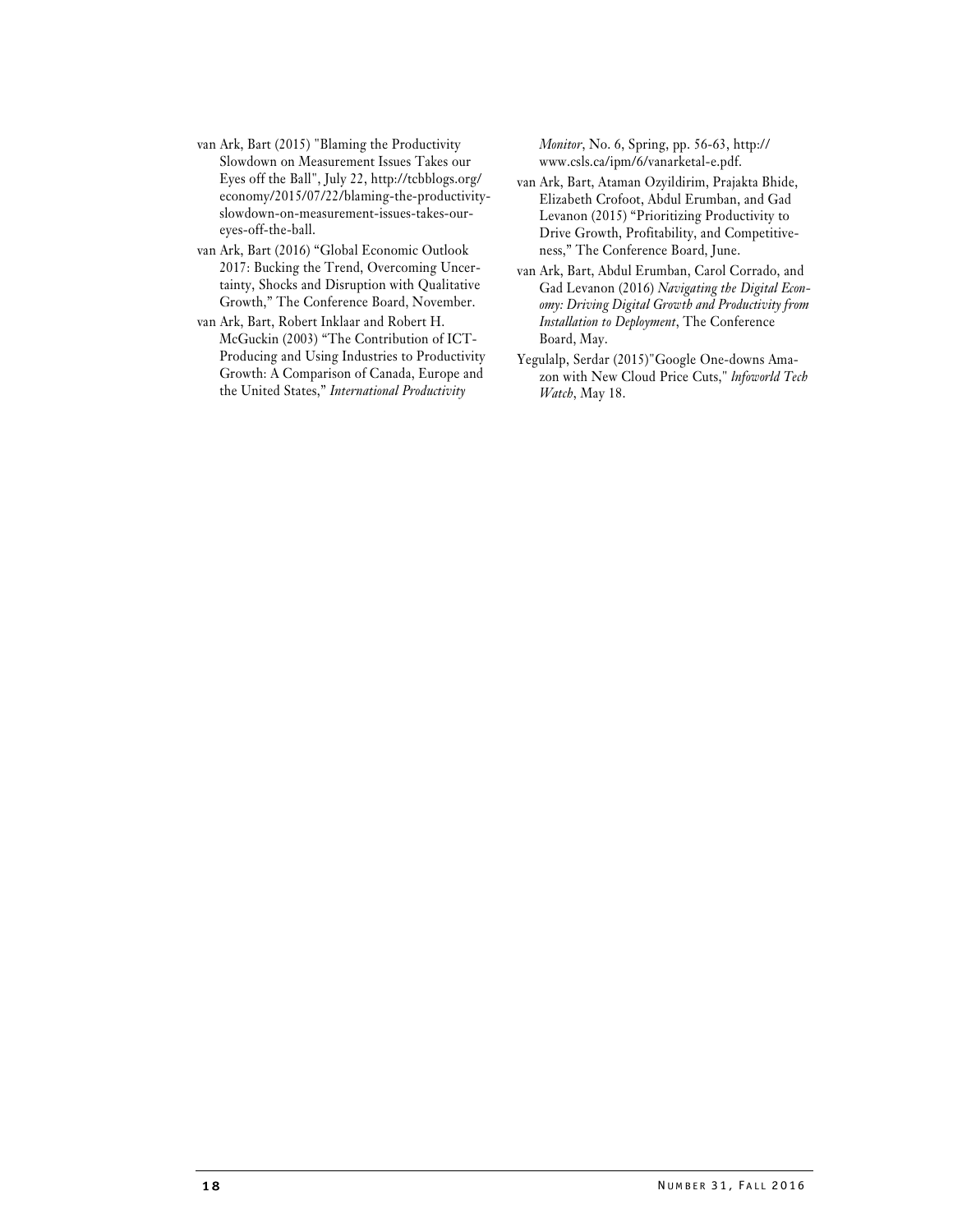van Ark, Bart (2015) "Blaming the Productivity Slowdown on Measurement Issues Takes our Eyes off the Ball", July 22, http://tcbblogs.org/economy/2015/07/22/blaming-the-productivity-slowdown-on-measurement-issues-takes-our-eyes-off-the-ball.

van Ark, Bart (2016) "Global Economic Outlook 2017: Bucking the Trend, Overcoming Uncertainty, Shocks and Disruption with Qualitative Growth," The Conference Board, November.

van Ark, Bart, Robert Inklaar and Robert H. McGuckin (2003) "The Contribution of ICT-Producing and Using Industries to Productivity Growth: A Comparison of Canada, Europe and the United States," *International Productivity Monitor*, No. 6, Spring, pp. 56-63, http://www.csls.ca/ipm/6/vanarketal-e.pdf.

van Ark, Bart, Ataman Ozyildirim, Prajakta Bhide, Elizabeth Crofoot, Abdul Erumban, and Gad Levanon (2015) "Prioritizing Productivity to Drive Growth, Profitability, and Competitiveness," The Conference Board, June.

van Ark, Bart, Abdul Erumban, Carol Corrado, and Gad Levanon (2016) *Navigating the Digital Economy: Driving Digital Growth and Productivity from Installation to Deployment*, The Conference Board, May.

Yegulalp, Serdar (2015)"Google One-downs Amazon with New Cloud Price Cuts," *Infoworld Tech Watch*, May 18.